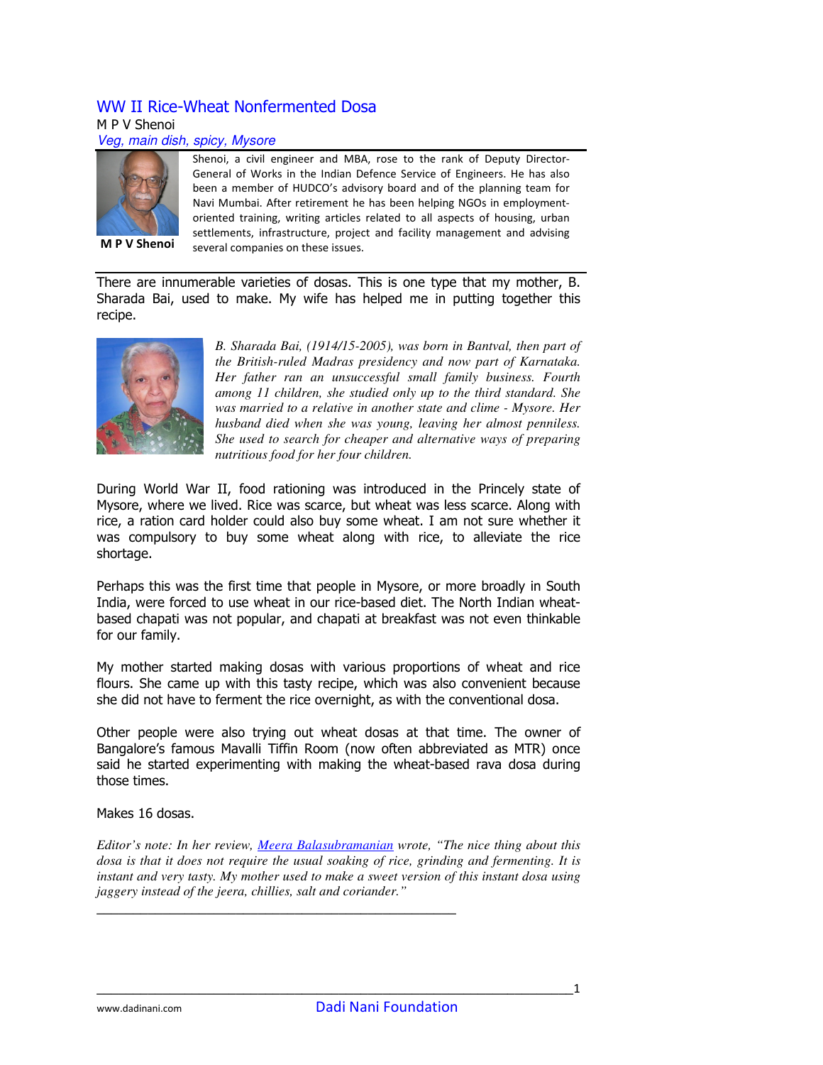# WW II Rice-Wheat Nonfermented Dosa

M P V Shenoi

*Veg, main dish, spicy, Mysore*

**M P V Shenoi**

Shenoi, a civil engineer and MBA, rose to the rank of Deputy Director-General of Works in the Indian Defence Service of Engineers. He has also been a member of HUDCO's advisory board and of the planning team for Navi Mumbai. After retirement he has been helping NGOs in employment-oriented training, writing articles related to all aspects of housing, urban settlements, infrastructure, project and facility management and advising several companies on these issues.

There are innumerable varieties of dosas. This is one type that my mother, B. Sharada Bai, used to make. My wife has helped me in putting together this recipe.

*B. Sharada Bai, (1914/15-2005), was born in Bantval, then part of the British-ruled Madras presidency and now part of Karnataka. Her father ran an unsuccessful small family business. Fourth among 11 children, she studied only up to the third standard. She was married to a relative in another state and clime - Mysore. Her husband died when she was young, leaving her almost penniless. She used to search for cheaper and alternative ways of preparing nutritious food for her four children.*

During World War II, food rationing was introduced in the Princely state of Mysore, where we lived. Rice was scarce, but wheat was less scarce. Along with rice, a ration card holder could also buy some wheat. I am not sure whether it was compulsory to buy some wheat along with rice, to alleviate the rice shortage.

Perhaps this was the first time that people in Mysore, or more broadly in South India, were forced to use wheat in our rice-based diet. The North Indian wheat-based chapati was not popular, and chapati at breakfast was not even thinkable for our family.

My mother started making dosas with various proportions of wheat and rice flours. She came up with this tasty recipe, which was also convenient because she did not have to ferment the rice overnight, as with the conventional dosa.

Other people were also trying out wheat dosas at that time. The owner of Bangalore's famous Mavalli Tiffin Room (now often abbreviated as MTR) once said he started experimenting with making the wheat-based rava dosa during those times.

Makes 16 dosas.

*Editor's note: In her review, Meera Balasubramanian wrote, "The nice thing about this dosa is that it does not require the usual soaking of rice, grinding and fermenting. It is instant and very tasty. My mother used to make a sweet version of this instant dosa using jaggery instead of the jeera, chillies, salt and coriander."*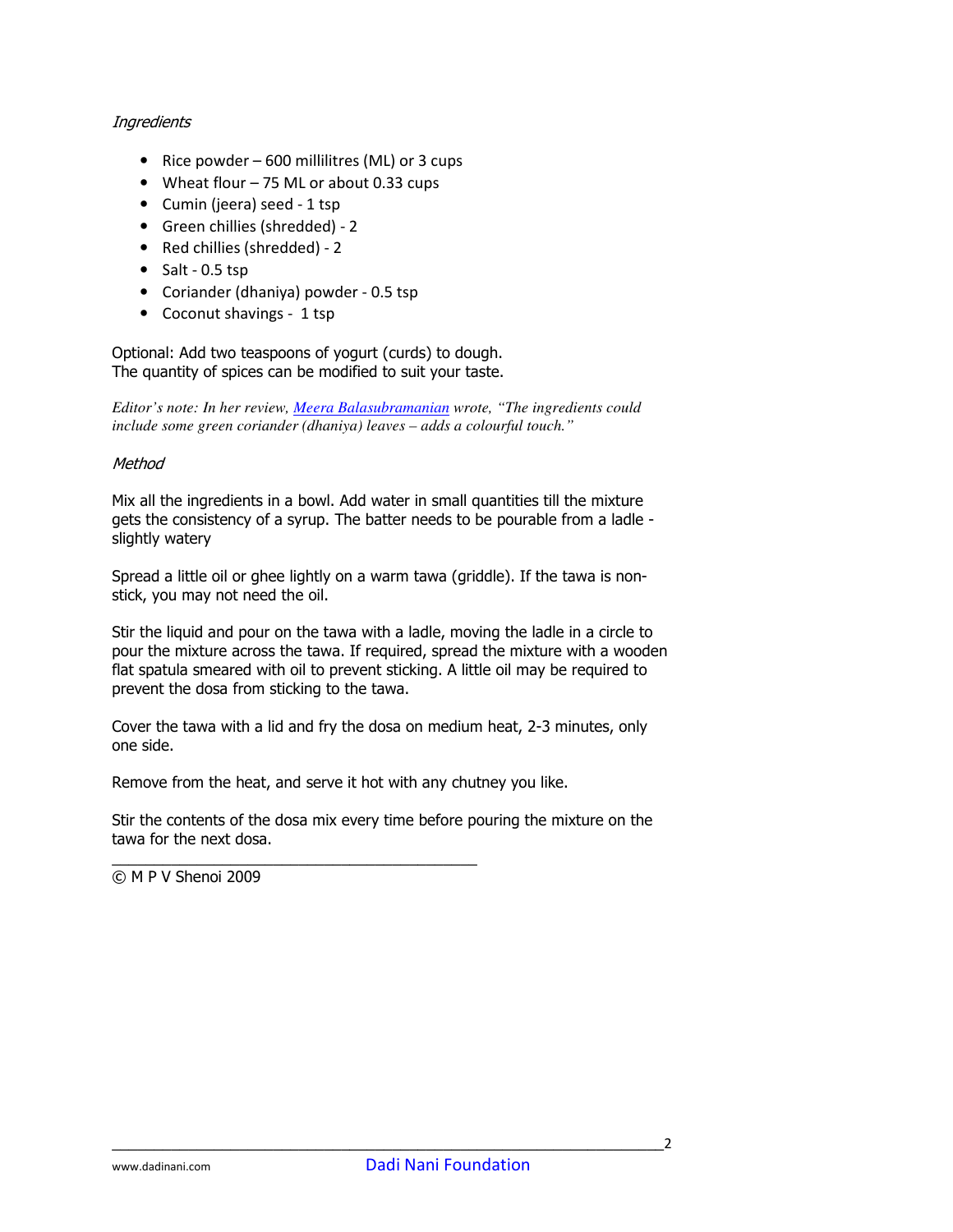*Ingredients*

- Rice powder – 600 millilitres (ML) or 3 cups
- Wheat flour – 75 ML or about 0.33 cups
- Cumin (jeera) seed - 1 tsp
- Green chillies (shredded) - 2
- Red chillies (shredded) - 2
- Salt - 0.5 tsp
- Coriander (dhaniya) powder - 0.5 tsp
- Coconut shavings - 1 tsp

Optional: Add two teaspoons of yogurt (curds) to dough.
The quantity of spices can be modified to suit your taste.

*Editor's note: In her review, Meera Balasubramanian wrote, "The ingredients could include some green coriander (dhaniya) leaves – adds a colourful touch."*

*Method*

Mix all the ingredients in a bowl. Add water in small quantities till the mixture gets the consistency of a syrup. The batter needs to be pourable from a ladle - slightly watery

Spread a little oil or ghee lightly on a warm tawa (griddle). If the tawa is non-stick, you may not need the oil.

Stir the liquid and pour on the tawa with a ladle, moving the ladle in a circle to pour the mixture across the tawa. If required, spread the mixture with a wooden flat spatula smeared with oil to prevent sticking. A little oil may be required to prevent the dosa from sticking to the tawa.

Cover the tawa with a lid and fry the dosa on medium heat, 2-3 minutes, only one side.

Remove from the heat, and serve it hot with any chutney you like.

Stir the contents of the dosa mix every time before pouring the mixture on the tawa for the next dosa.

---

© M P V Shenoi 2009